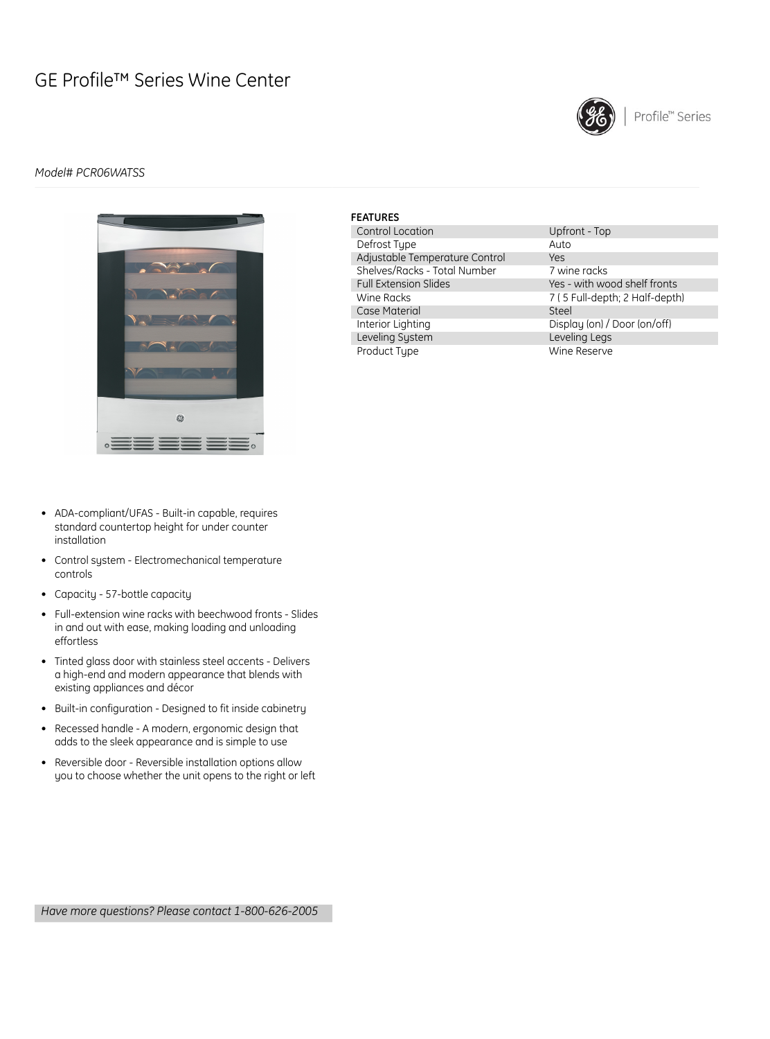# GE Profile™ Series Wine Center

Profile™ Series

*Model# PCR06WATSS*

**FEATURES**

| | |
|---|---|
| Control Location | Upfront - Top |
| Defrost Type | Auto |
| Adjustable Temperature Control | Yes |
| Shelves/Racks - Total Number | 7 wine racks |
| Full Extension Slides | Yes - with wood shelf fronts |
| Wine Racks | 7 ( 5 Full-depth; 2 Half-depth) |
| Case Material | Steel |
| Interior Lighting | Display (on) / Door (on/off) |
| Leveling System | Leveling Legs |
| Product Type | Wine Reserve |

- ADA-compliant/UFAS - Built-in capable, requires standard countertop height for under counter installation
- Control system - Electromechanical temperature controls
- Capacity - 57-bottle capacity
- Full-extension wine racks with beechwood fronts - Slides in and out with ease, making loading and unloading effortless
- Tinted glass door with stainless steel accents - Delivers a high-end and modern appearance that blends with existing appliances and décor
- Built-in configuration - Designed to fit inside cabinetry
- Recessed handle - A modern, ergonomic design that adds to the sleek appearance and is simple to use
- Reversible door - Reversible installation options allow you to choose whether the unit opens to the right or left

*Have more questions? Please contact 1-800-626-2005*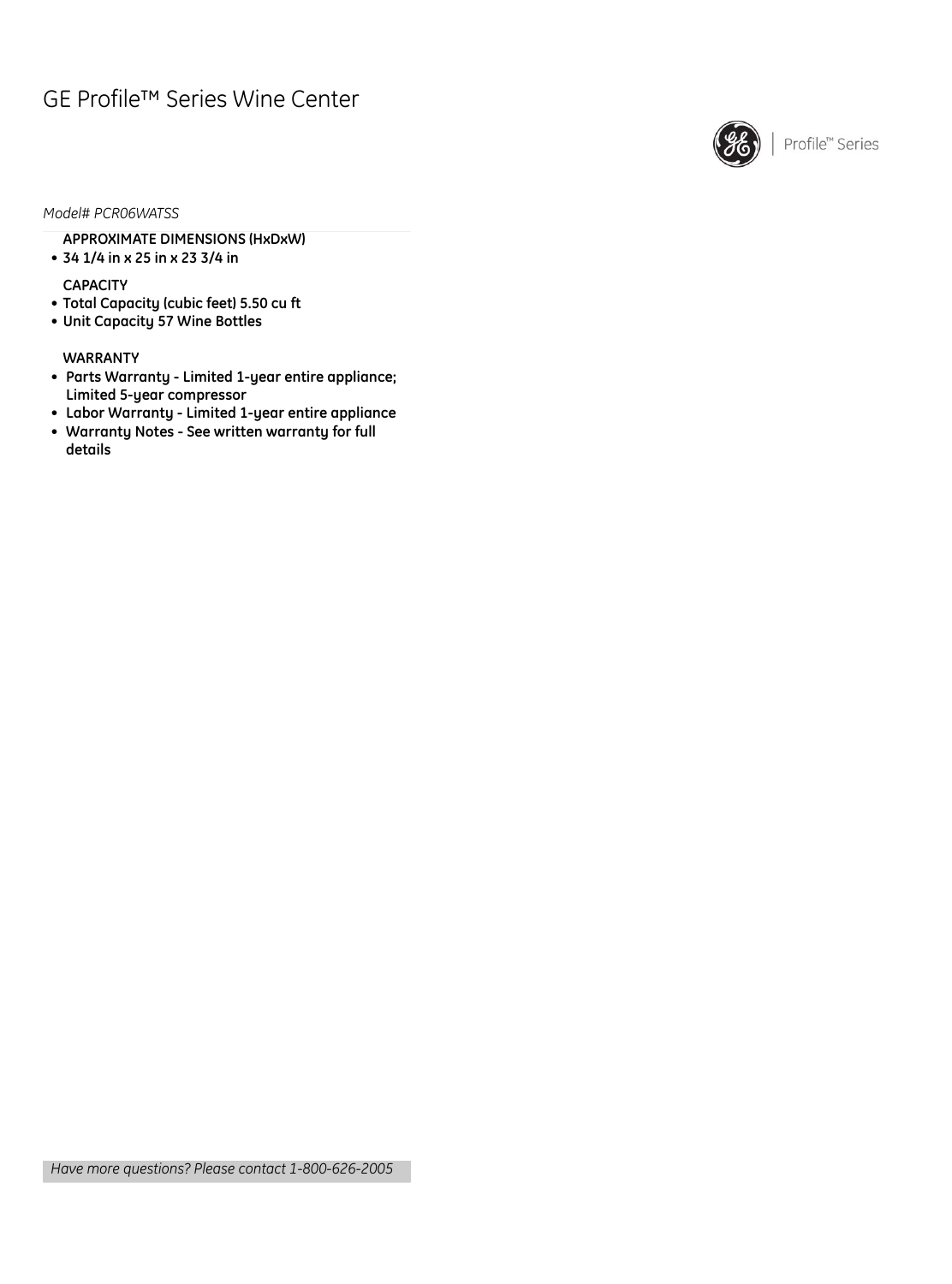# GE Profile™ Series Wine Center

Profile™ Series

*Model# PCR06WATSS*

**APPROXIMATE DIMENSIONS (HxDxW)**

- **34 1/4 in x 25 in x 23 3/4 in**

**CAPACITY**

- **Total Capacity (cubic feet) 5.50 cu ft**
- **Unit Capacity 57 Wine Bottles**

**WARRANTY**

- **Parts Warranty - Limited 1-year entire appliance; Limited 5-year compressor**
- **Labor Warranty - Limited 1-year entire appliance**
- **Warranty Notes - See written warranty for full details**

*Have more questions? Please contact 1-800-626-2005*